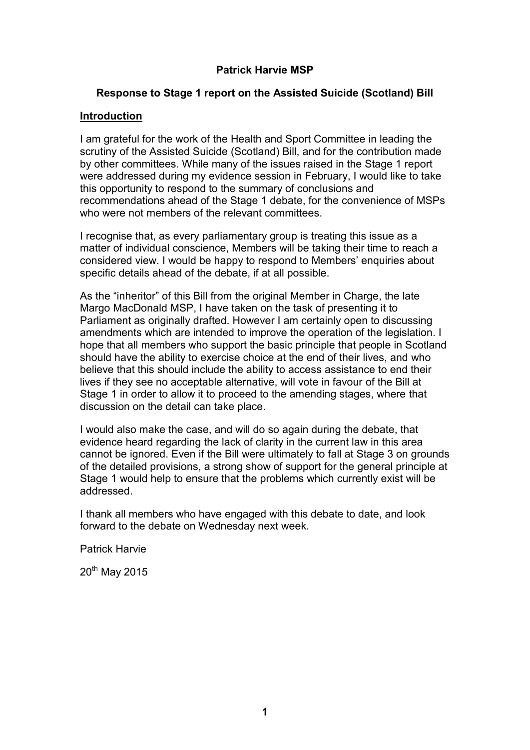**Patrick Harvie MSP**

**Response to Stage 1 report on the Assisted Suicide (Scotland) Bill**

## Introduction

I am grateful for the work of the Health and Sport Committee in leading the scrutiny of the Assisted Suicide (Scotland) Bill, and for the contribution made by other committees. While many of the issues raised in the Stage 1 report were addressed during my evidence session in February, I would like to take this opportunity to respond to the summary of conclusions and recommendations ahead of the Stage 1 debate, for the convenience of MSPs who were not members of the relevant committees.

I recognise that, as every parliamentary group is treating this issue as a matter of individual conscience, Members will be taking their time to reach a considered view. I would be happy to respond to Members' enquiries about specific details ahead of the debate, if at all possible.

As the "inheritor" of this Bill from the original Member in Charge, the late Margo MacDonald MSP, I have taken on the task of presenting it to Parliament as originally drafted. However I am certainly open to discussing amendments which are intended to improve the operation of the legislation. I hope that all members who support the basic principle that people in Scotland should have the ability to exercise choice at the end of their lives, and who believe that this should include the ability to access assistance to end their lives if they see no acceptable alternative, will vote in favour of the Bill at Stage 1 in order to allow it to proceed to the amending stages, where that discussion on the detail can take place.

I would also make the case, and will do so again during the debate, that evidence heard regarding the lack of clarity in the current law in this area cannot be ignored. Even if the Bill were ultimately to fall at Stage 3 on grounds of the detailed provisions, a strong show of support for the general principle at Stage 1 would help to ensure that the problems which currently exist will be addressed.

I thank all members who have engaged with this debate to date, and look forward to the debate on Wednesday next week.

Patrick Harvie

20th May 2015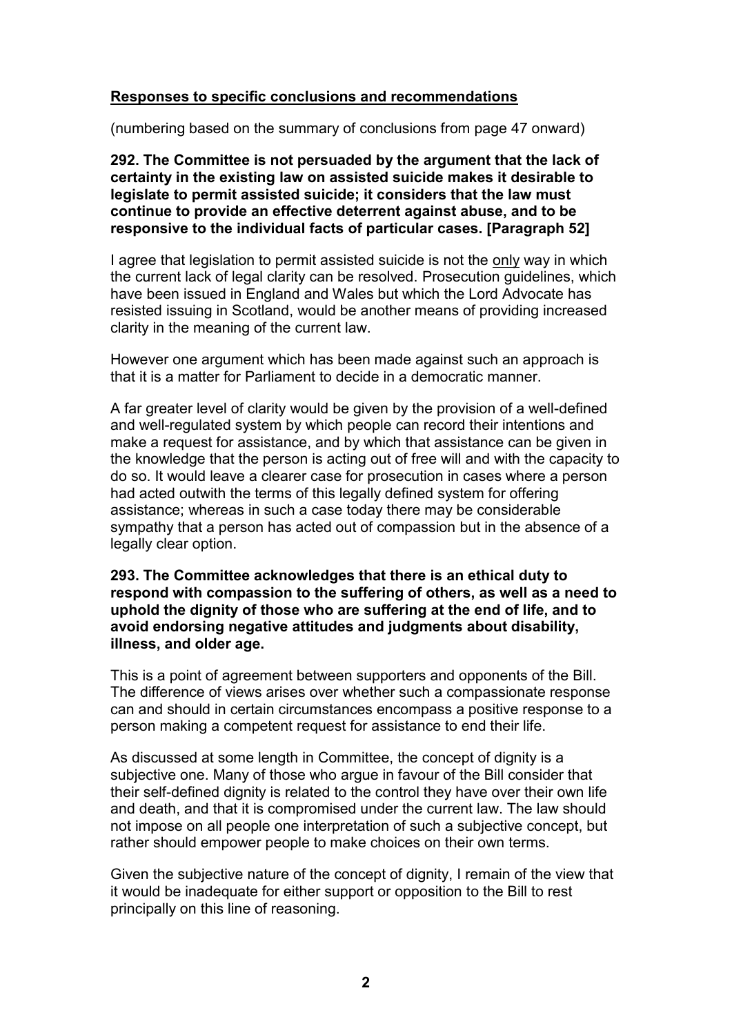## Responses to specific conclusions and recommendations

(numbering based on the summary of conclusions from page 47 onward)

**292. The Committee is not persuaded by the argument that the lack of certainty in the existing law on assisted suicide makes it desirable to legislate to permit assisted suicide; it considers that the law must continue to provide an effective deterrent against abuse, and to be responsive to the individual facts of particular cases. [Paragraph 52]**

I agree that legislation to permit assisted suicide is not the only way in which the current lack of legal clarity can be resolved. Prosecution guidelines, which have been issued in England and Wales but which the Lord Advocate has resisted issuing in Scotland, would be another means of providing increased clarity in the meaning of the current law.

However one argument which has been made against such an approach is that it is a matter for Parliament to decide in a democratic manner.

A far greater level of clarity would be given by the provision of a well-defined and well-regulated system by which people can record their intentions and make a request for assistance, and by which that assistance can be given in the knowledge that the person is acting out of free will and with the capacity to do so. It would leave a clearer case for prosecution in cases where a person had acted outwith the terms of this legally defined system for offering assistance; whereas in such a case today there may be considerable sympathy that a person has acted out of compassion but in the absence of a legally clear option.

**293. The Committee acknowledges that there is an ethical duty to respond with compassion to the suffering of others, as well as a need to uphold the dignity of those who are suffering at the end of life, and to avoid endorsing negative attitudes and judgments about disability, illness, and older age.**

This is a point of agreement between supporters and opponents of the Bill. The difference of views arises over whether such a compassionate response can and should in certain circumstances encompass a positive response to a person making a competent request for assistance to end their life.

As discussed at some length in Committee, the concept of dignity is a subjective one. Many of those who argue in favour of the Bill consider that their self-defined dignity is related to the control they have over their own life and death, and that it is compromised under the current law. The law should not impose on all people one interpretation of such a subjective concept, but rather should empower people to make choices on their own terms.

Given the subjective nature of the concept of dignity, I remain of the view that it would be inadequate for either support or opposition to the Bill to rest principally on this line of reasoning.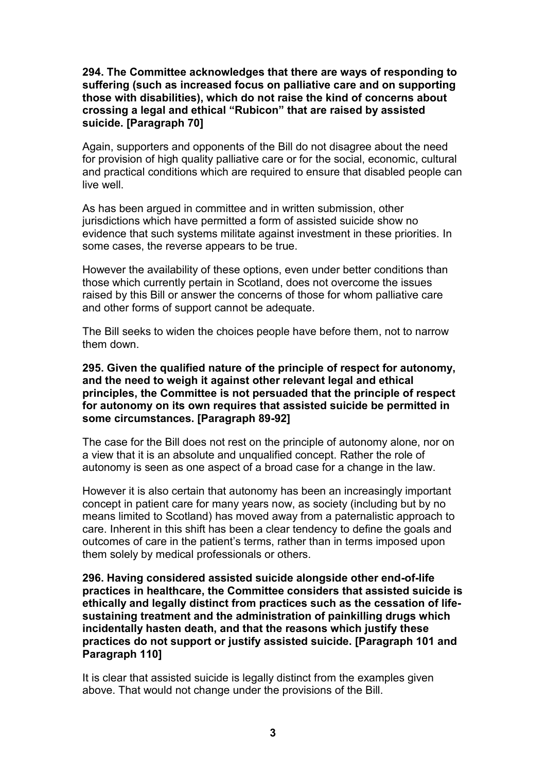**294. The Committee acknowledges that there are ways of responding to suffering (such as increased focus on palliative care and on supporting those with disabilities), which do not raise the kind of concerns about crossing a legal and ethical "Rubicon" that are raised by assisted suicide. [Paragraph 70]**

Again, supporters and opponents of the Bill do not disagree about the need for provision of high quality palliative care or for the social, economic, cultural and practical conditions which are required to ensure that disabled people can live well.

As has been argued in committee and in written submission, other jurisdictions which have permitted a form of assisted suicide show no evidence that such systems militate against investment in these priorities. In some cases, the reverse appears to be true.

However the availability of these options, even under better conditions than those which currently pertain in Scotland, does not overcome the issues raised by this Bill or answer the concerns of those for whom palliative care and other forms of support cannot be adequate.

The Bill seeks to widen the choices people have before them, not to narrow them down.

**295. Given the qualified nature of the principle of respect for autonomy, and the need to weigh it against other relevant legal and ethical principles, the Committee is not persuaded that the principle of respect for autonomy on its own requires that assisted suicide be permitted in some circumstances. [Paragraph 89-92]**

The case for the Bill does not rest on the principle of autonomy alone, nor on a view that it is an absolute and unqualified concept. Rather the role of autonomy is seen as one aspect of a broad case for a change in the law.

However it is also certain that autonomy has been an increasingly important concept in patient care for many years now, as society (including but by no means limited to Scotland) has moved away from a paternalistic approach to care. Inherent in this shift has been a clear tendency to define the goals and outcomes of care in the patient's terms, rather than in terms imposed upon them solely by medical professionals or others.

**296. Having considered assisted suicide alongside other end-of-life practices in healthcare, the Committee considers that assisted suicide is ethically and legally distinct from practices such as the cessation of life-sustaining treatment and the administration of painkilling drugs which incidentally hasten death, and that the reasons which justify these practices do not support or justify assisted suicide. [Paragraph 101 and Paragraph 110]**

It is clear that assisted suicide is legally distinct from the examples given above. That would not change under the provisions of the Bill.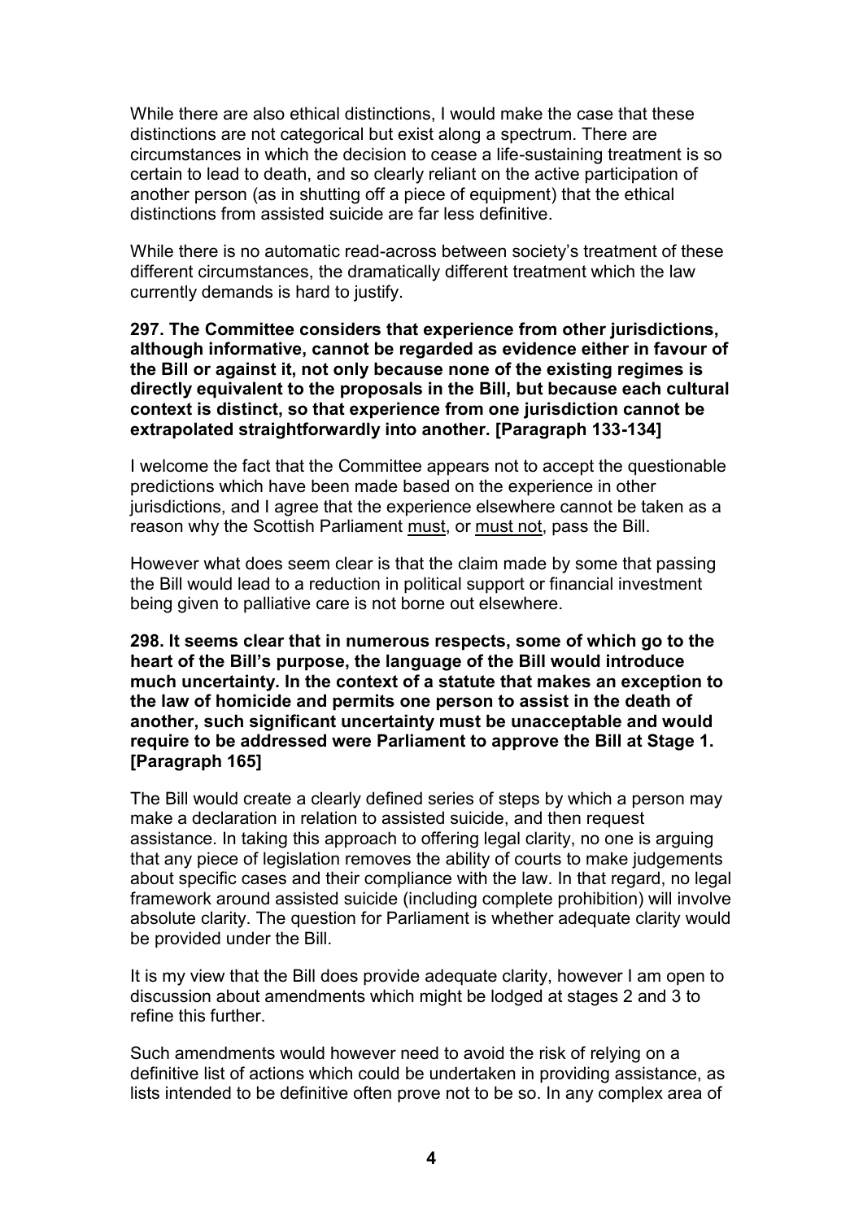While there are also ethical distinctions, I would make the case that these distinctions are not categorical but exist along a spectrum. There are circumstances in which the decision to cease a life-sustaining treatment is so certain to lead to death, and so clearly reliant on the active participation of another person (as in shutting off a piece of equipment) that the ethical distinctions from assisted suicide are far less definitive.

While there is no automatic read-across between society's treatment of these different circumstances, the dramatically different treatment which the law currently demands is hard to justify.

**297. The Committee considers that experience from other jurisdictions, although informative, cannot be regarded as evidence either in favour of the Bill or against it, not only because none of the existing regimes is directly equivalent to the proposals in the Bill, but because each cultural context is distinct, so that experience from one jurisdiction cannot be extrapolated straightforwardly into another. [Paragraph 133-134]**

I welcome the fact that the Committee appears not to accept the questionable predictions which have been made based on the experience in other jurisdictions, and I agree that the experience elsewhere cannot be taken as a reason why the Scottish Parliament <u>must</u>, or <u>must not</u>, pass the Bill.

However what does seem clear is that the claim made by some that passing the Bill would lead to a reduction in political support or financial investment being given to palliative care is not borne out elsewhere.

**298. It seems clear that in numerous respects, some of which go to the heart of the Bill's purpose, the language of the Bill would introduce much uncertainty. In the context of a statute that makes an exception to the law of homicide and permits one person to assist in the death of another, such significant uncertainty must be unacceptable and would require to be addressed were Parliament to approve the Bill at Stage 1. [Paragraph 165]**

The Bill would create a clearly defined series of steps by which a person may make a declaration in relation to assisted suicide, and then request assistance. In taking this approach to offering legal clarity, no one is arguing that any piece of legislation removes the ability of courts to make judgements about specific cases and their compliance with the law. In that regard, no legal framework around assisted suicide (including complete prohibition) will involve absolute clarity. The question for Parliament is whether adequate clarity would be provided under the Bill.

It is my view that the Bill does provide adequate clarity, however I am open to discussion about amendments which might be lodged at stages 2 and 3 to refine this further.

Such amendments would however need to avoid the risk of relying on a definitive list of actions which could be undertaken in providing assistance, as lists intended to be definitive often prove not to be so. In any complex area of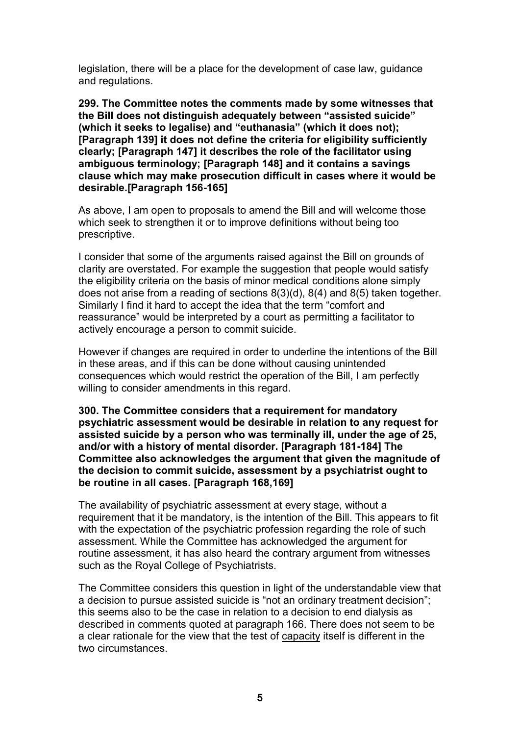legislation, there will be a place for the development of case law, guidance and regulations.

**299. The Committee notes the comments made by some witnesses that the Bill does not distinguish adequately between "assisted suicide" (which it seeks to legalise) and "euthanasia" (which it does not); [Paragraph 139] it does not define the criteria for eligibility sufficiently clearly; [Paragraph 147] it describes the role of the facilitator using ambiguous terminology; [Paragraph 148] and it contains a savings clause which may make prosecution difficult in cases where it would be desirable.[Paragraph 156-165]**

As above, I am open to proposals to amend the Bill and will welcome those which seek to strengthen it or to improve definitions without being too prescriptive.

I consider that some of the arguments raised against the Bill on grounds of clarity are overstated. For example the suggestion that people would satisfy the eligibility criteria on the basis of minor medical conditions alone simply does not arise from a reading of sections 8(3)(d), 8(4) and 8(5) taken together. Similarly I find it hard to accept the idea that the term "comfort and reassurance" would be interpreted by a court as permitting a facilitator to actively encourage a person to commit suicide.

However if changes are required in order to underline the intentions of the Bill in these areas, and if this can be done without causing unintended consequences which would restrict the operation of the Bill, I am perfectly willing to consider amendments in this regard.

**300. The Committee considers that a requirement for mandatory psychiatric assessment would be desirable in relation to any request for assisted suicide by a person who was terminally ill, under the age of 25, and/or with a history of mental disorder. [Paragraph 181-184] The Committee also acknowledges the argument that given the magnitude of the decision to commit suicide, assessment by a psychiatrist ought to be routine in all cases. [Paragraph 168,169]**

The availability of psychiatric assessment at every stage, without a requirement that it be mandatory, is the intention of the Bill. This appears to fit with the expectation of the psychiatric profession regarding the role of such assessment. While the Committee has acknowledged the argument for routine assessment, it has also heard the contrary argument from witnesses such as the Royal College of Psychiatrists.

The Committee considers this question in light of the understandable view that a decision to pursue assisted suicide is "not an ordinary treatment decision"; this seems also to be the case in relation to a decision to end dialysis as described in comments quoted at paragraph 166. There does not seem to be a clear rationale for the view that the test of capacity itself is different in the two circumstances.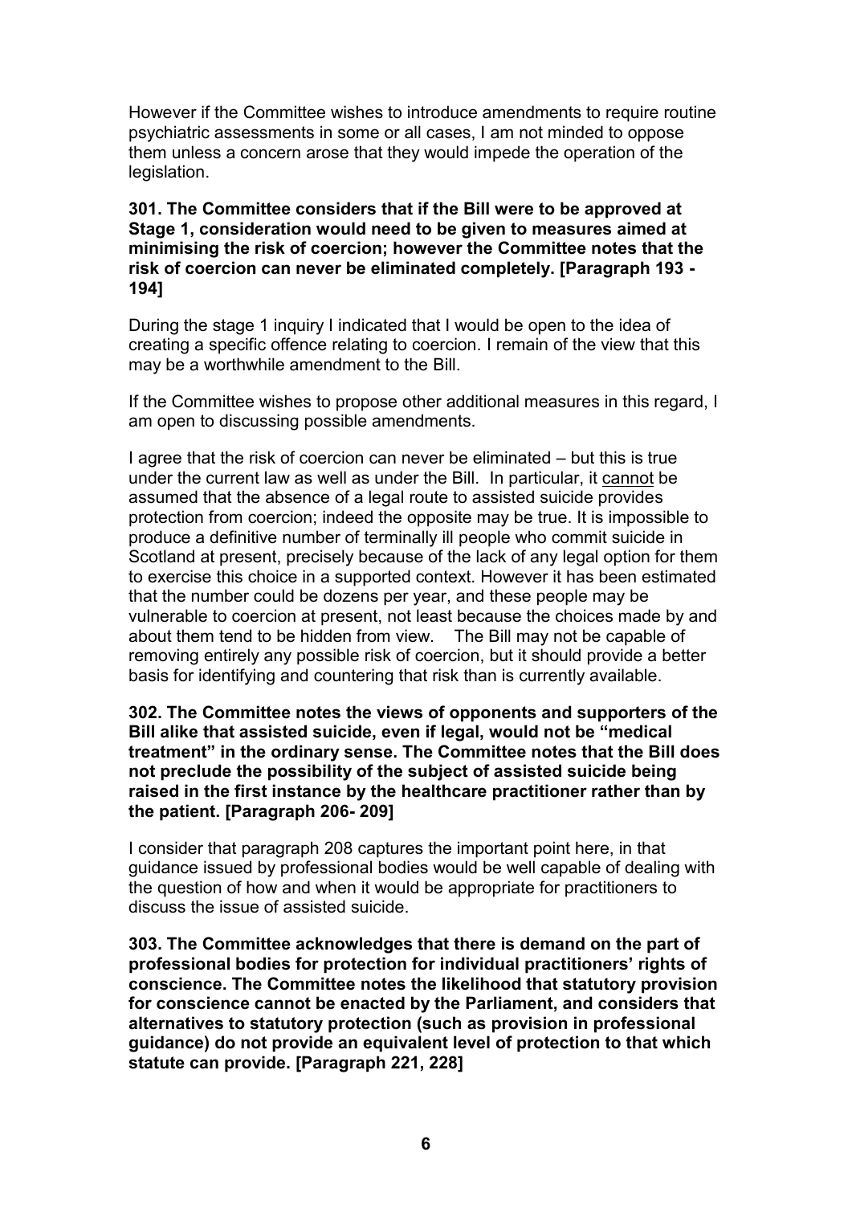However if the Committee wishes to introduce amendments to require routine psychiatric assessments in some or all cases, I am not minded to oppose them unless a concern arose that they would impede the operation of the legislation.

**301. The Committee considers that if the Bill were to be approved at Stage 1, consideration would need to be given to measures aimed at minimising the risk of coercion; however the Committee notes that the risk of coercion can never be eliminated completely. [Paragraph 193 - 194]**

During the stage 1 inquiry I indicated that I would be open to the idea of creating a specific offence relating to coercion. I remain of the view that this may be a worthwhile amendment to the Bill.

If the Committee wishes to propose other additional measures in this regard, I am open to discussing possible amendments.

I agree that the risk of coercion can never be eliminated – but this is true under the current law as well as under the Bill. In particular, it cannot be assumed that the absence of a legal route to assisted suicide provides protection from coercion; indeed the opposite may be true. It is impossible to produce a definitive number of terminally ill people who commit suicide in Scotland at present, precisely because of the lack of any legal option for them to exercise this choice in a supported context. However it has been estimated that the number could be dozens per year, and these people may be vulnerable to coercion at present, not least because the choices made by and about them tend to be hidden from view. The Bill may not be capable of removing entirely any possible risk of coercion, but it should provide a better basis for identifying and countering that risk than is currently available.

**302. The Committee notes the views of opponents and supporters of the Bill alike that assisted suicide, even if legal, would not be "medical treatment" in the ordinary sense. The Committee notes that the Bill does not preclude the possibility of the subject of assisted suicide being raised in the first instance by the healthcare practitioner rather than by the patient. [Paragraph 206- 209]**

I consider that paragraph 208 captures the important point here, in that guidance issued by professional bodies would be well capable of dealing with the question of how and when it would be appropriate for practitioners to discuss the issue of assisted suicide.

**303. The Committee acknowledges that there is demand on the part of professional bodies for protection for individual practitioners' rights of conscience. The Committee notes the likelihood that statutory provision for conscience cannot be enacted by the Parliament, and considers that alternatives to statutory protection (such as provision in professional guidance) do not provide an equivalent level of protection to that which statute can provide. [Paragraph 221, 228]**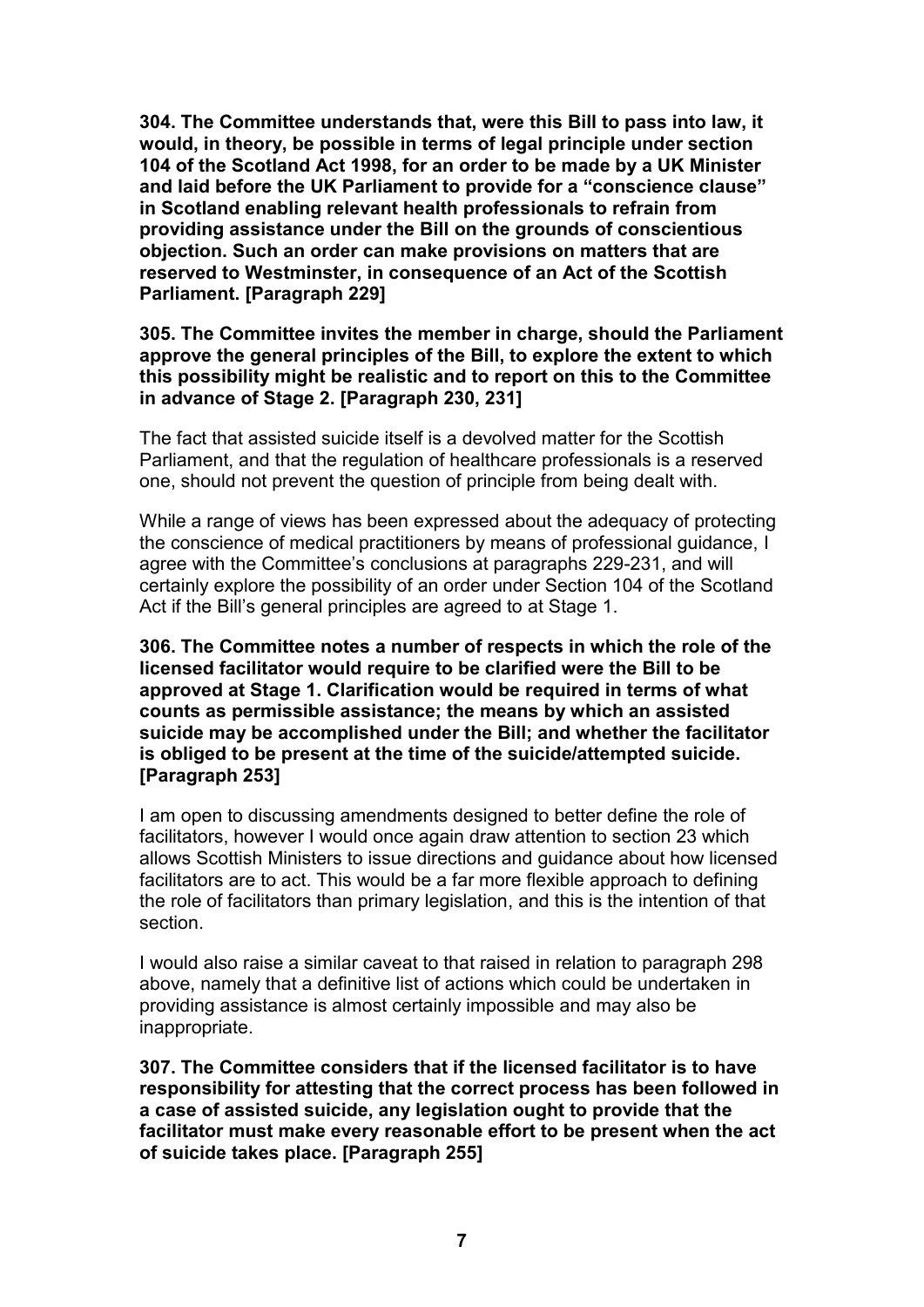**304. The Committee understands that, were this Bill to pass into law, it would, in theory, be possible in terms of legal principle under section 104 of the Scotland Act 1998, for an order to be made by a UK Minister and laid before the UK Parliament to provide for a "conscience clause" in Scotland enabling relevant health professionals to refrain from providing assistance under the Bill on the grounds of conscientious objection. Such an order can make provisions on matters that are reserved to Westminster, in consequence of an Act of the Scottish Parliament. [Paragraph 229]**

**305. The Committee invites the member in charge, should the Parliament approve the general principles of the Bill, to explore the extent to which this possibility might be realistic and to report on this to the Committee in advance of Stage 2. [Paragraph 230, 231]**

The fact that assisted suicide itself is a devolved matter for the Scottish Parliament, and that the regulation of healthcare professionals is a reserved one, should not prevent the question of principle from being dealt with.

While a range of views has been expressed about the adequacy of protecting the conscience of medical practitioners by means of professional guidance, I agree with the Committee's conclusions at paragraphs 229-231, and will certainly explore the possibility of an order under Section 104 of the Scotland Act if the Bill's general principles are agreed to at Stage 1.

**306. The Committee notes a number of respects in which the role of the licensed facilitator would require to be clarified were the Bill to be approved at Stage 1. Clarification would be required in terms of what counts as permissible assistance; the means by which an assisted suicide may be accomplished under the Bill; and whether the facilitator is obliged to be present at the time of the suicide/attempted suicide. [Paragraph 253]**

I am open to discussing amendments designed to better define the role of facilitators, however I would once again draw attention to section 23 which allows Scottish Ministers to issue directions and guidance about how licensed facilitators are to act. This would be a far more flexible approach to defining the role of facilitators than primary legislation, and this is the intention of that section.

I would also raise a similar caveat to that raised in relation to paragraph 298 above, namely that a definitive list of actions which could be undertaken in providing assistance is almost certainly impossible and may also be inappropriate.

**307. The Committee considers that if the licensed facilitator is to have responsibility for attesting that the correct process has been followed in a case of assisted suicide, any legislation ought to provide that the facilitator must make every reasonable effort to be present when the act of suicide takes place. [Paragraph 255]**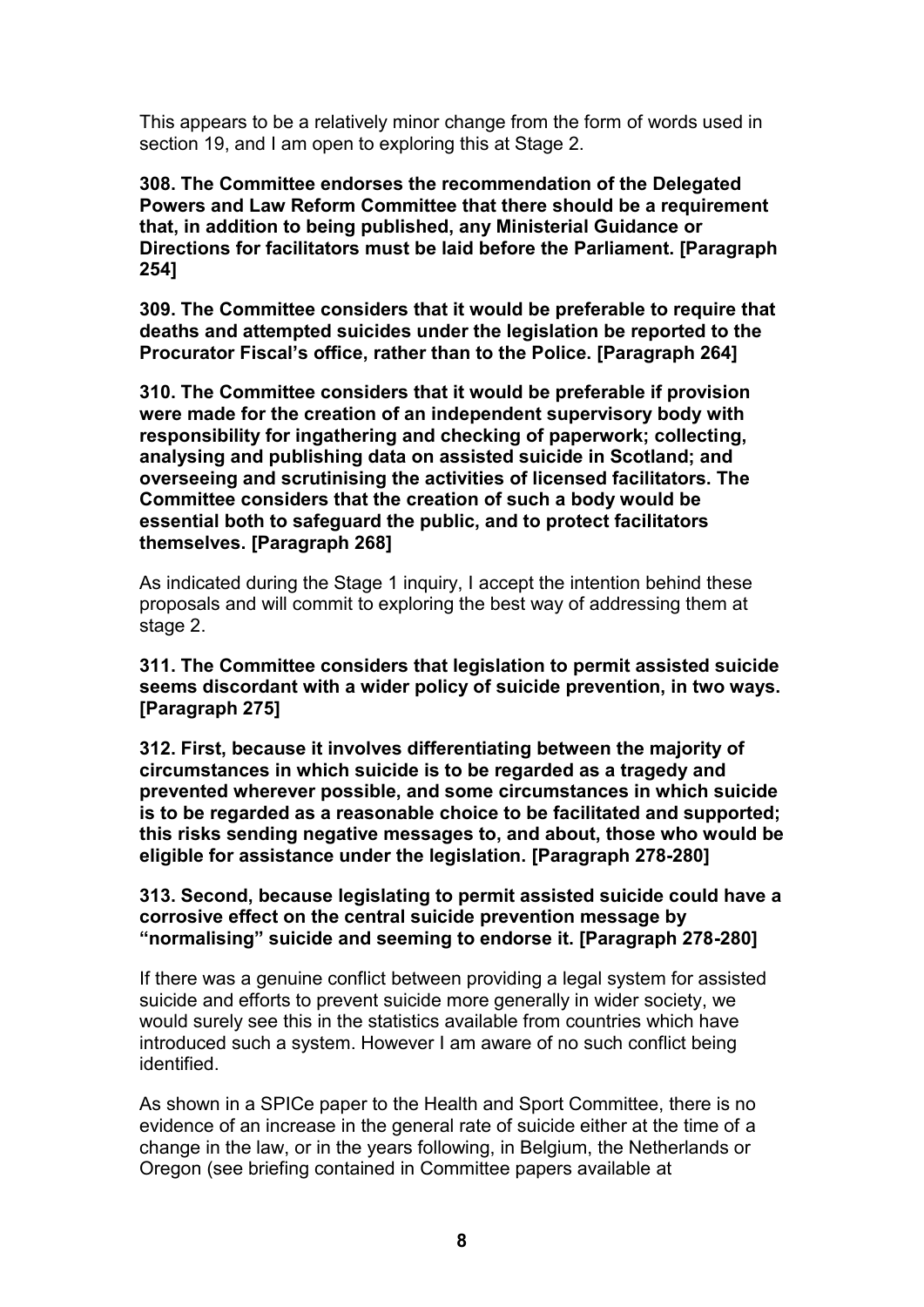This appears to be a relatively minor change from the form of words used in section 19, and I am open to exploring this at Stage 2.

**308. The Committee endorses the recommendation of the Delegated Powers and Law Reform Committee that there should be a requirement that, in addition to being published, any Ministerial Guidance or Directions for facilitators must be laid before the Parliament. [Paragraph 254]**

**309. The Committee considers that it would be preferable to require that deaths and attempted suicides under the legislation be reported to the Procurator Fiscal's office, rather than to the Police. [Paragraph 264]**

**310. The Committee considers that it would be preferable if provision were made for the creation of an independent supervisory body with responsibility for ingathering and checking of paperwork; collecting, analysing and publishing data on assisted suicide in Scotland; and overseeing and scrutinising the activities of licensed facilitators. The Committee considers that the creation of such a body would be essential both to safeguard the public, and to protect facilitators themselves. [Paragraph 268]**

As indicated during the Stage 1 inquiry, I accept the intention behind these proposals and will commit to exploring the best way of addressing them at stage 2.

**311. The Committee considers that legislation to permit assisted suicide seems discordant with a wider policy of suicide prevention, in two ways. [Paragraph 275]**

**312. First, because it involves differentiating between the majority of circumstances in which suicide is to be regarded as a tragedy and prevented wherever possible, and some circumstances in which suicide is to be regarded as a reasonable choice to be facilitated and supported; this risks sending negative messages to, and about, those who would be eligible for assistance under the legislation. [Paragraph 278-280]**

**313. Second, because legislating to permit assisted suicide could have a corrosive effect on the central suicide prevention message by "normalising" suicide and seeming to endorse it. [Paragraph 278-280]**

If there was a genuine conflict between providing a legal system for assisted suicide and efforts to prevent suicide more generally in wider society, we would surely see this in the statistics available from countries which have introduced such a system. However I am aware of no such conflict being identified.

As shown in a SPICe paper to the Health and Sport Committee, there is no evidence of an increase in the general rate of suicide either at the time of a change in the law, or in the years following, in Belgium, the Netherlands or Oregon (see briefing contained in Committee papers available at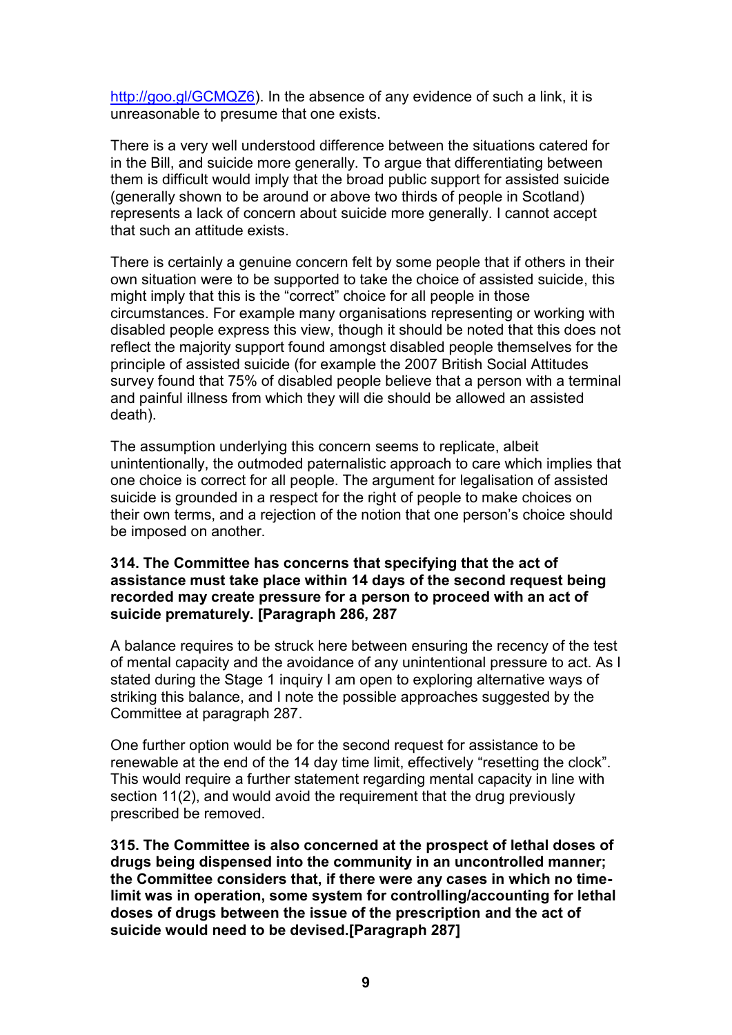http://goo.gl/GCMQZ6). In the absence of any evidence of such a link, it is unreasonable to presume that one exists.

There is a very well understood difference between the situations catered for in the Bill, and suicide more generally. To argue that differentiating between them is difficult would imply that the broad public support for assisted suicide (generally shown to be around or above two thirds of people in Scotland) represents a lack of concern about suicide more generally. I cannot accept that such an attitude exists.

There is certainly a genuine concern felt by some people that if others in their own situation were to be supported to take the choice of assisted suicide, this might imply that this is the "correct" choice for all people in those circumstances. For example many organisations representing or working with disabled people express this view, though it should be noted that this does not reflect the majority support found amongst disabled people themselves for the principle of assisted suicide (for example the 2007 British Social Attitudes survey found that 75% of disabled people believe that a person with a terminal and painful illness from which they will die should be allowed an assisted death).

The assumption underlying this concern seems to replicate, albeit unintentionally, the outmoded paternalistic approach to care which implies that one choice is correct for all people. The argument for legalisation of assisted suicide is grounded in a respect for the right of people to make choices on their own terms, and a rejection of the notion that one person's choice should be imposed on another.

**314. The Committee has concerns that specifying that the act of assistance must take place within 14 days of the second request being recorded may create pressure for a person to proceed with an act of suicide prematurely. [Paragraph 286, 287**

A balance requires to be struck here between ensuring the recency of the test of mental capacity and the avoidance of any unintentional pressure to act. As I stated during the Stage 1 inquiry I am open to exploring alternative ways of striking this balance, and I note the possible approaches suggested by the Committee at paragraph 287.

One further option would be for the second request for assistance to be renewable at the end of the 14 day time limit, effectively "resetting the clock". This would require a further statement regarding mental capacity in line with section 11(2), and would avoid the requirement that the drug previously prescribed be removed.

**315. The Committee is also concerned at the prospect of lethal doses of drugs being dispensed into the community in an uncontrolled manner; the Committee considers that, if there were any cases in which no time-limit was in operation, some system for controlling/accounting for lethal doses of drugs between the issue of the prescription and the act of suicide would need to be devised.[Paragraph 287]**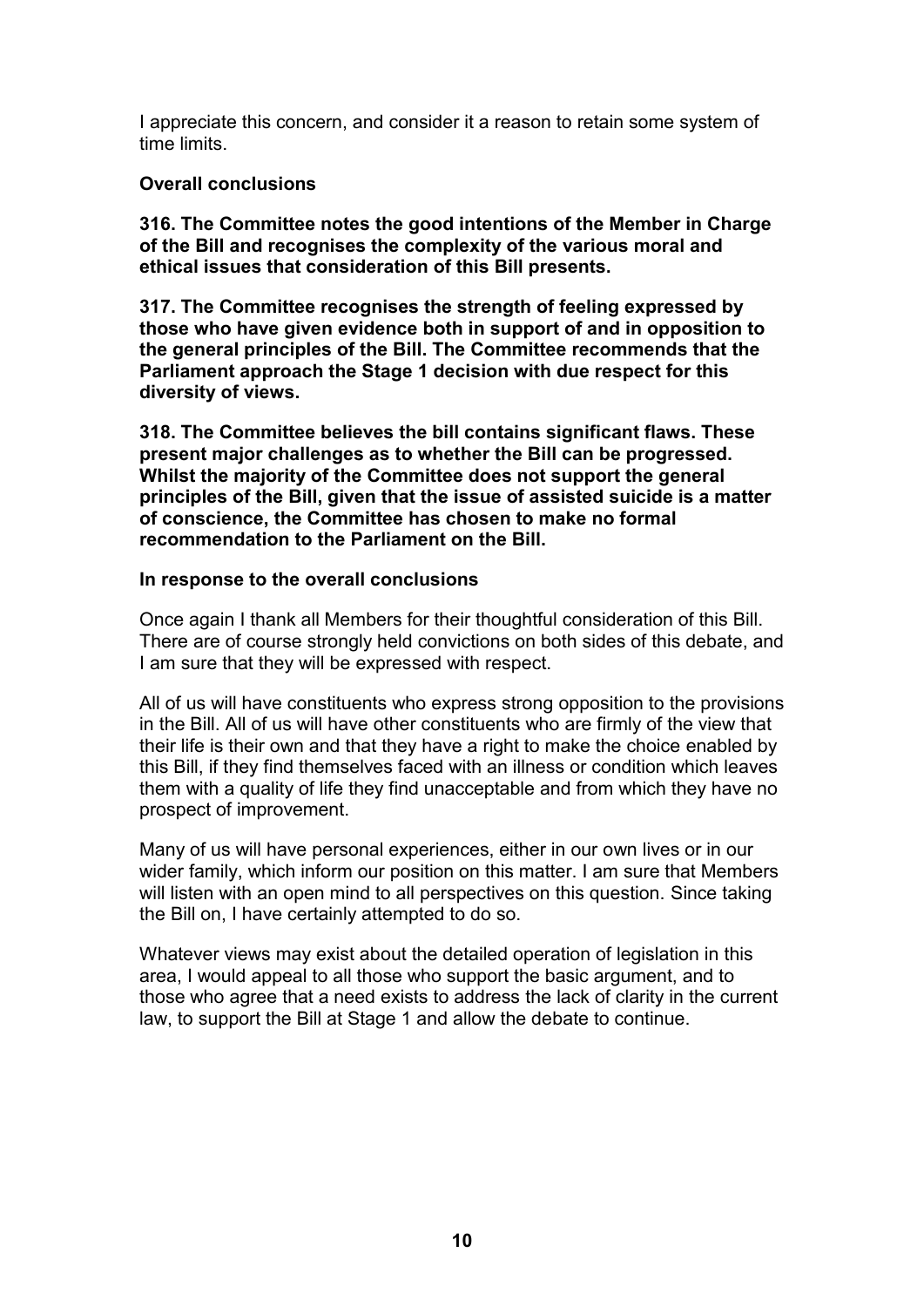I appreciate this concern, and consider it a reason to retain some system of time limits.

**Overall conclusions**

**316. The Committee notes the good intentions of the Member in Charge of the Bill and recognises the complexity of the various moral and ethical issues that consideration of this Bill presents.**

**317. The Committee recognises the strength of feeling expressed by those who have given evidence both in support of and in opposition to the general principles of the Bill. The Committee recommends that the Parliament approach the Stage 1 decision with due respect for this diversity of views.**

**318. The Committee believes the bill contains significant flaws. These present major challenges as to whether the Bill can be progressed. Whilst the majority of the Committee does not support the general principles of the Bill, given that the issue of assisted suicide is a matter of conscience, the Committee has chosen to make no formal recommendation to the Parliament on the Bill.**

**In response to the overall conclusions**

Once again I thank all Members for their thoughtful consideration of this Bill. There are of course strongly held convictions on both sides of this debate, and I am sure that they will be expressed with respect.

All of us will have constituents who express strong opposition to the provisions in the Bill. All of us will have other constituents who are firmly of the view that their life is their own and that they have a right to make the choice enabled by this Bill, if they find themselves faced with an illness or condition which leaves them with a quality of life they find unacceptable and from which they have no prospect of improvement.

Many of us will have personal experiences, either in our own lives or in our wider family, which inform our position on this matter. I am sure that Members will listen with an open mind to all perspectives on this question. Since taking the Bill on, I have certainly attempted to do so.

Whatever views may exist about the detailed operation of legislation in this area, I would appeal to all those who support the basic argument, and to those who agree that a need exists to address the lack of clarity in the current law, to support the Bill at Stage 1 and allow the debate to continue.